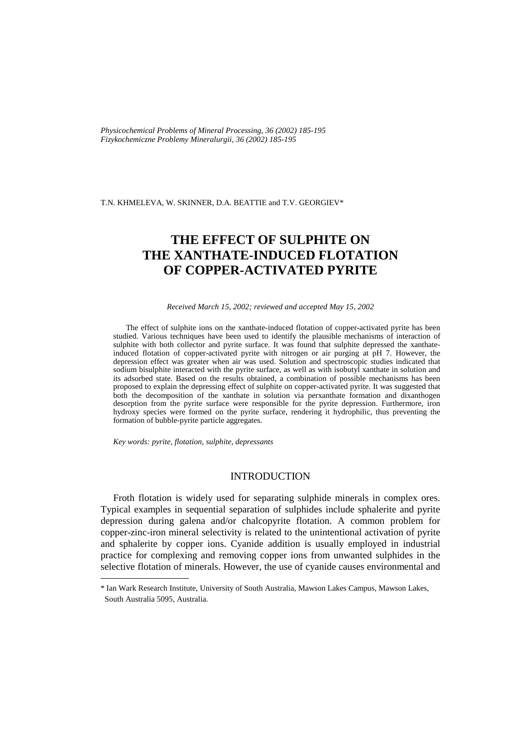*Physicochemical Problems of Mineral Processing, 36 (2002) 185-195*
*Fizykochemiczne Problemy Mineralurgii, 36 (2002) 185-195*

T.N. KHMELEVA, W. SKINNER, D.A. BEATTIE and T.V. GEORGIEV*

# THE EFFECT OF SULPHITE ON THE XANTHATE-INDUCED FLOTATION OF COPPER-ACTIVATED PYRITE

*Received March 15, 2002; reviewed and accepted May 15, 2002*

The effect of sulphite ions on the xanthate-induced flotation of copper-activated pyrite has been studied. Various techniques have been used to identify the plausible mechanisms of interaction of sulphite with both collector and pyrite surface. It was found that sulphite depressed the xanthate-induced flotation of copper-activated pyrite with nitrogen or air purging at pH 7. However, the depression effect was greater when air was used. Solution and spectroscopic studies indicated that sodium bisulphite interacted with the pyrite surface, as well as with isobutyl xanthate in solution and its adsorbed state. Based on the results obtained, a combination of possible mechanisms has been proposed to explain the depressing effect of sulphite on copper-activated pyrite. It was suggested that both the decomposition of the xanthate in solution via perxanthate formation and dixanthogen desorption from the pyrite surface were responsible for the pyrite depression. Furthermore, iron hydroxy species were formed on the pyrite surface, rendering it hydrophilic, thus preventing the formation of bubble-pyrite particle aggregates.

*Key words: pyrite, flotation, sulphite, depressants*

## INTRODUCTION

Froth flotation is widely used for separating sulphide minerals in complex ores. Typical examples in sequential separation of sulphides include sphalerite and pyrite depression during galena and/or chalcopyrite flotation. A common problem for copper-zinc-iron mineral selectivity is related to the unintentional activation of pyrite and sphalerite by copper ions. Cyanide addition is usually employed in industrial practice for complexing and removing copper ions from unwanted sulphides in the selective flotation of minerals. However, the use of cyanide causes environmental and

---

* Ian Wark Research Institute, University of South Australia, Mawson Lakes Campus, Mawson Lakes, South Australia 5095, Australia.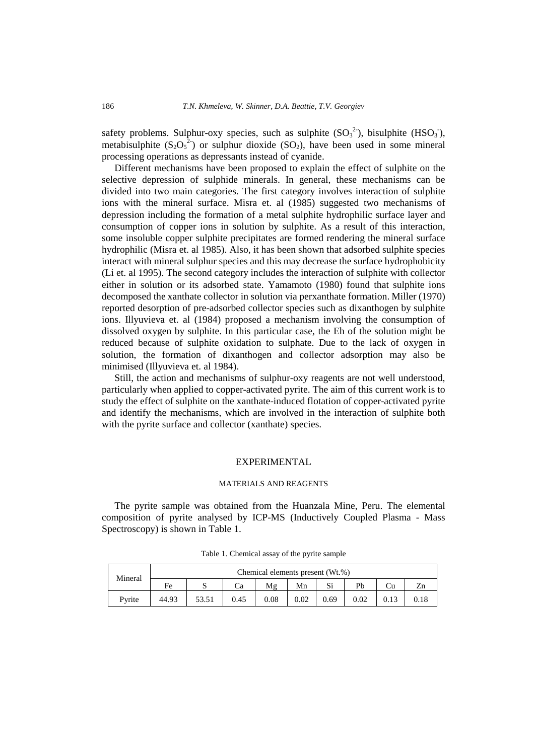safety problems. Sulphur-oxy species, such as sulphite ($SO_3^{2-}$), bisulphite ($HSO_3^-$), metabisulphite ($S_2O_5^{2-}$) or sulphur dioxide ($SO_2$), have been used in some mineral processing operations as depressants instead of cyanide.

Different mechanisms have been proposed to explain the effect of sulphite on the selective depression of sulphide minerals. In general, these mechanisms can be divided into two main categories. The first category involves interaction of sulphite ions with the mineral surface. Misra et. al (1985) suggested two mechanisms of depression including the formation of a metal sulphite hydrophilic surface layer and consumption of copper ions in solution by sulphite. As a result of this interaction, some insoluble copper sulphite precipitates are formed rendering the mineral surface hydrophilic (Misra et. al 1985). Also, it has been shown that adsorbed sulphite species interact with mineral sulphur species and this may decrease the surface hydrophobicity (Li et. al 1995). The second category includes the interaction of sulphite with collector either in solution or its adsorbed state. Yamamoto (1980) found that sulphite ions decomposed the xanthate collector in solution via perxanthate formation. Miller (1970) reported desorption of pre-adsorbed collector species such as dixanthogen by sulphite ions. Illyuvieva et. al (1984) proposed a mechanism involving the consumption of dissolved oxygen by sulphite. In this particular case, the Eh of the solution might be reduced because of sulphite oxidation to sulphate. Due to the lack of oxygen in solution, the formation of dixanthogen and collector adsorption may also be minimised (Illyuvieva et. al 1984).

Still, the action and mechanisms of sulphur-oxy reagents are not well understood, particularly when applied to copper-activated pyrite. The aim of this current work is to study the effect of sulphite on the xanthate-induced flotation of copper-activated pyrite and identify the mechanisms, which are involved in the interaction of sulphite both with the pyrite surface and collector (xanthate) species.

## EXPERIMENTAL

### MATERIALS AND REAGENTS

The pyrite sample was obtained from the Huanzala Mine, Peru. The elemental composition of pyrite analysed by ICP-MS (Inductively Coupled Plasma - Mass Spectroscopy) is shown in Table 1.

Table 1. Chemical assay of the pyrite sample

| Mineral | Chemical elements present (Wt.%) | | | | | | | | |
|---|---|---|---|---|---|---|---|---|---|
| | Fe | S | Ca | Mg | Mn | Si | Pb | Cu | Zn |
| Pyrite | 44.93 | 53.51 | 0.45 | 0.08 | 0.02 | 0.69 | 0.02 | 0.13 | 0.18 |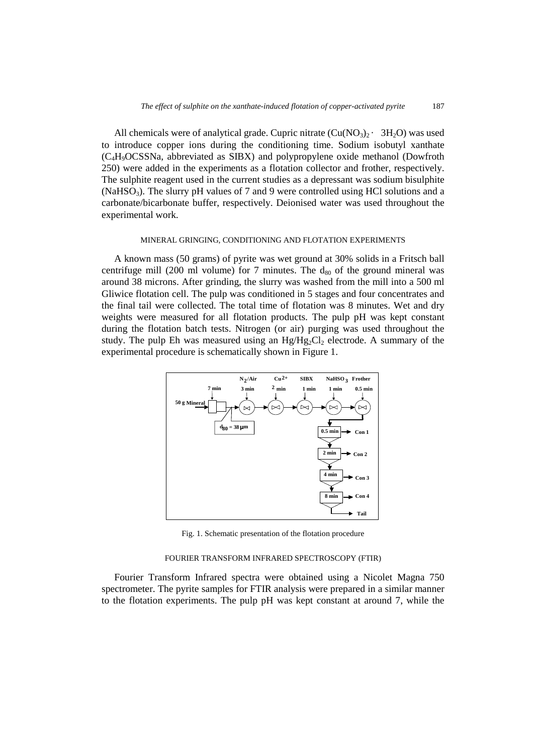All chemicals were of analytical grade. Cupric nitrate ($Cu(NO_3)_2 \cdot 3H_2O$) was used to introduce copper ions during the conditioning time. Sodium isobutyl xanthate ($C_4H_9OCSSNa$, abbreviated as SIBX) and polypropylene oxide methanol (Dowfroth 250) were added in the experiments as a flotation collector and frother, respectively. The sulphite reagent used in the current studies as a depressant was sodium bisulphite ($NaHSO_3$). The slurry pH values of 7 and 9 were controlled using HCl solutions and a carbonate/bicarbonate buffer, respectively. Deionised water was used throughout the experimental work.

### MINERAL GRINGING, CONDITIONING AND FLOTATION EXPERIMENTS

A known mass (50 grams) of pyrite was wet ground at 30% solids in a Fritsch ball centrifuge mill (200 ml volume) for 7 minutes. The $d_{80}$ of the ground mineral was around 38 microns. After grinding, the slurry was washed from the mill into a 500 ml Gliwice flotation cell. The pulp was conditioned in 5 stages and four concentrates and the final tail were collected. The total time of flotation was 8 minutes. Wet and dry weights were measured for all flotation products. The pulp pH was kept constant during the flotation batch tests. Nitrogen (or air) purging was used throughout the study. The pulp Eh was measured using an $Hg/Hg_2Cl_2$ electrode. A summary of the experimental procedure is schematically shown in Figure 1.

Fig. 1. Schematic presentation of the flotation procedure

### FOURIER TRANSFORM INFRARED SPECTROSCOPY (FTIR)

Fourier Transform Infrared spectra were obtained using a Nicolet Magna 750 spectrometer. The pyrite samples for FTIR analysis were prepared in a similar manner to the flotation experiments. The pulp pH was kept constant at around 7, while the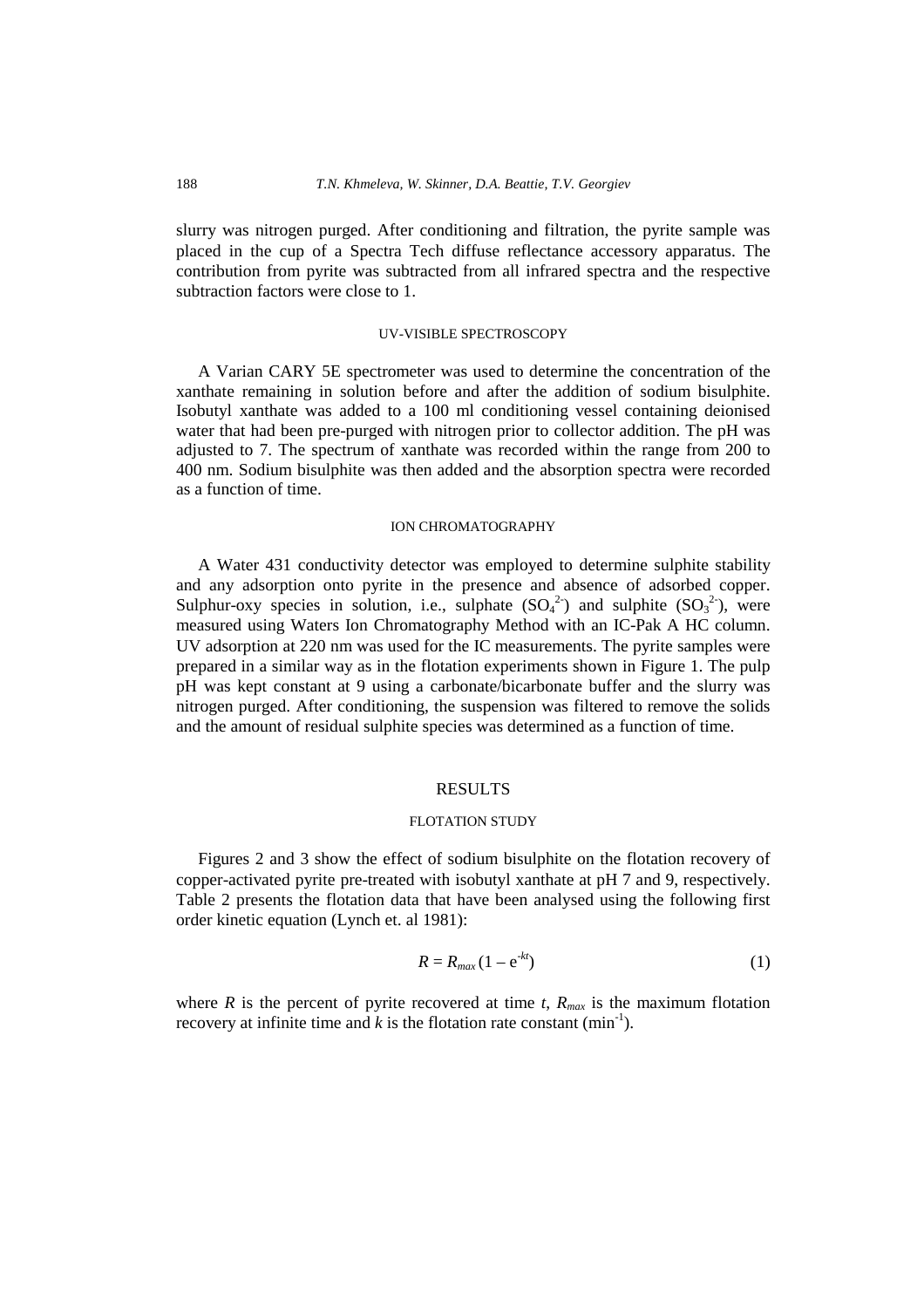slurry was nitrogen purged. After conditioning and filtration, the pyrite sample was placed in the cup of a Spectra Tech diffuse reflectance accessory apparatus. The contribution from pyrite was subtracted from all infrared spectra and the respective subtraction factors were close to 1.

### UV-VISIBLE SPECTROSCOPY

A Varian CARY 5E spectrometer was used to determine the concentration of the xanthate remaining in solution before and after the addition of sodium bisulphite. Isobutyl xanthate was added to a 100 ml conditioning vessel containing deionised water that had been pre-purged with nitrogen prior to collector addition. The pH was adjusted to 7. The spectrum of xanthate was recorded within the range from 200 to 400 nm. Sodium bisulphite was then added and the absorption spectra were recorded as a function of time.

### ION CHROMATOGRAPHY

A Water 431 conductivity detector was employed to determine sulphite stability and any adsorption onto pyrite in the presence and absence of adsorbed copper. Sulphur-oxy species in solution, i.e., sulphate ($SO_4^{2-}$) and sulphite ($SO_3^{2-}$), were measured using Waters Ion Chromatography Method with an IC-Pak A HC column. UV adsorption at 220 nm was used for the IC measurements. The pyrite samples were prepared in a similar way as in the flotation experiments shown in Figure 1. The pulp pH was kept constant at 9 using a carbonate/bicarbonate buffer and the slurry was nitrogen purged. After conditioning, the suspension was filtered to remove the solids and the amount of residual sulphite species was determined as a function of time.

## RESULTS

### FLOTATION STUDY

Figures 2 and 3 show the effect of sodium bisulphite on the flotation recovery of copper-activated pyrite pre-treated with isobutyl xanthate at pH 7 and 9, respectively. Table 2 presents the flotation data that have been analysed using the following first order kinetic equation (Lynch et. al 1981):

$$R = R_{max}\,(1 - e^{-kt}) \tag{1}$$

where $R$ is the percent of pyrite recovered at time $t$, $R_{max}$ is the maximum flotation recovery at infinite time and $k$ is the flotation rate constant (min$^{-1}$).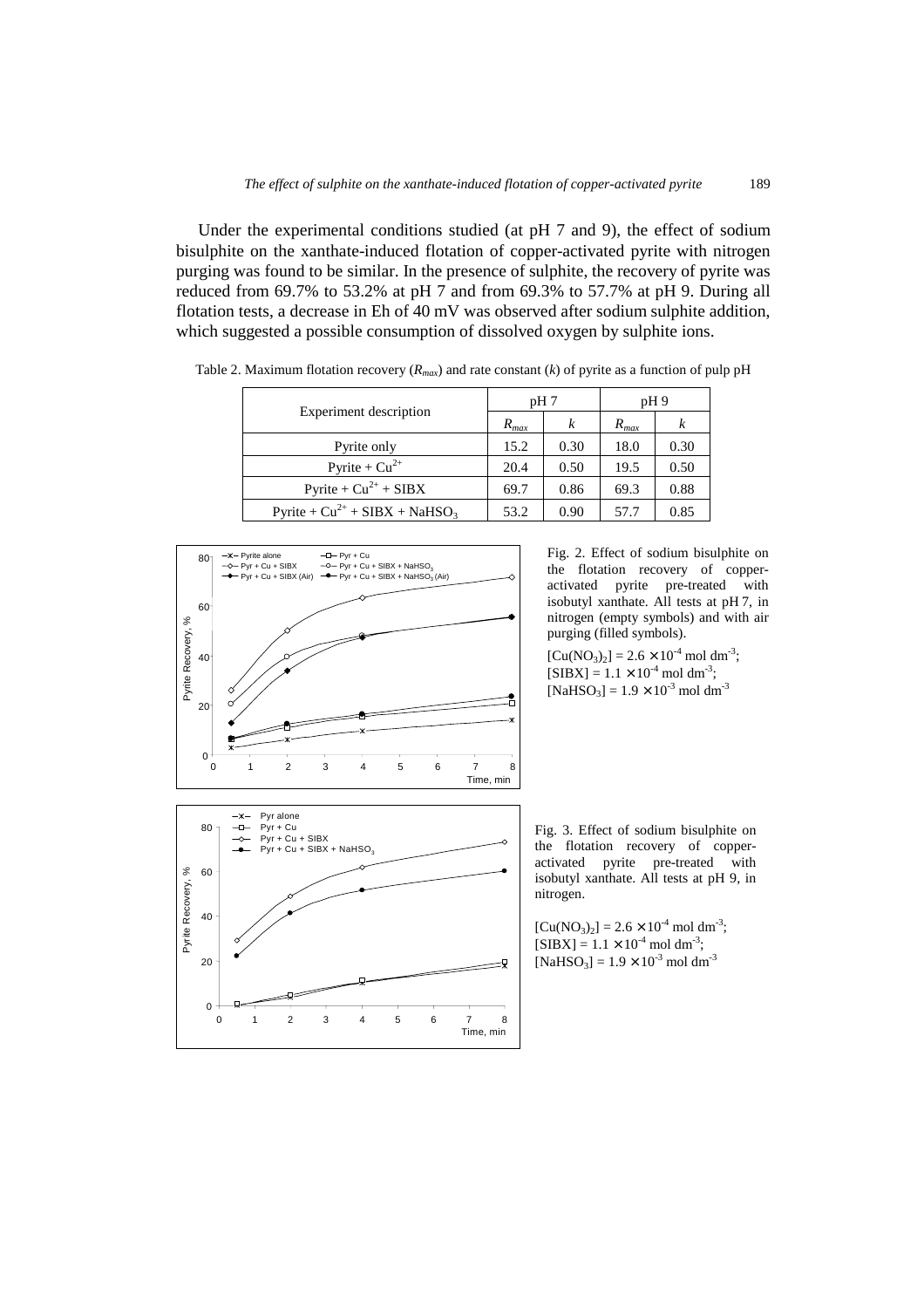Under the experimental conditions studied (at pH 7 and 9), the effect of sodium bisulphite on the xanthate-induced flotation of copper-activated pyrite with nitrogen purging was found to be similar. In the presence of sulphite, the recovery of pyrite was reduced from 69.7% to 53.2% at pH 7 and from 69.3% to 57.7% at pH 9. During all flotation tests, a decrease in Eh of 40 mV was observed after sodium sulphite addition, which suggested a possible consumption of dissolved oxygen by sulphite ions.

Table 2. Maximum flotation recovery ($R_{max}$) and rate constant ($k$) of pyrite as a function of pulp pH

| Experiment description | pH 7 | | pH 9 | |
|---|---|---|---|---|
| | $R_{max}$ | $k$ | $R_{max}$ | $k$ |
| Pyrite only | 15.2 | 0.30 | 18.0 | 0.30 |
| Pyrite + $Cu^{2+}$ | 20.4 | 0.50 | 19.5 | 0.50 |
| Pyrite + $Cu^{2+}$ + SIBX | 69.7 | 0.86 | 69.3 | 0.88 |
| Pyrite + $Cu^{2+}$ + SIBX + $NaHSO_3$ | 53.2 | 0.90 | 57.7 | 0.85 |

Fig. 2. Effect of sodium bisulphite on the flotation recovery of copper-activated pyrite pre-treated with isobutyl xanthate. All tests at pH 7, in nitrogen (empty symbols) and with air purging (filled symbols).

$[Cu(NO_3)_2] = 2.6 \times 10^{-4}$ mol dm$^{-3}$;
$[SIBX] = 1.1 \times 10^{-4}$ mol dm$^{-3}$;
$[NaHSO_3] = 1.9 \times 10^{-3}$ mol dm$^{-3}$

Fig. 3. Effect of sodium bisulphite on the flotation recovery of copper-activated pyrite pre-treated with isobutyl xanthate. All tests at pH 9, in nitrogen.

$[Cu(NO_3)_2] = 2.6 \times 10^{-4}$ mol dm$^{-3}$;
$[SIBX] = 1.1 \times 10^{-4}$ mol dm$^{-3}$;
$[NaHSO_3] = 1.9 \times 10^{-3}$ mol dm$^{-3}$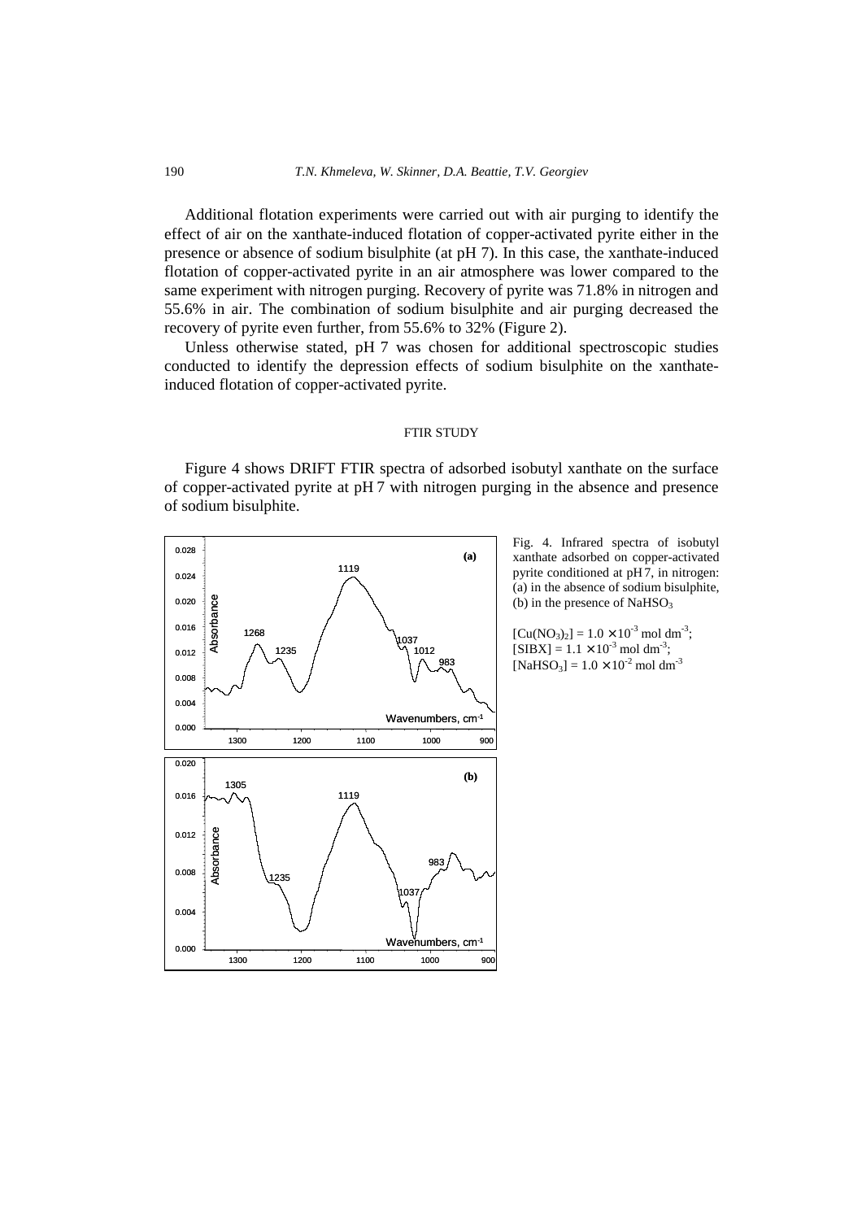Additional flotation experiments were carried out with air purging to identify the effect of air on the xanthate-induced flotation of copper-activated pyrite either in the presence or absence of sodium bisulphite (at pH 7). In this case, the xanthate-induced flotation of copper-activated pyrite in an air atmosphere was lower compared to the same experiment with nitrogen purging. Recovery of pyrite was 71.8% in nitrogen and 55.6% in air. The combination of sodium bisulphite and air purging decreased the recovery of pyrite even further, from 55.6% to 32% (Figure 2).

Unless otherwise stated, pH 7 was chosen for additional spectroscopic studies conducted to identify the depression effects of sodium bisulphite on the xanthate-induced flotation of copper-activated pyrite.

## FTIR STUDY

Figure 4 shows DRIFT FTIR spectra of adsorbed isobutyl xanthate on the surface of copper-activated pyrite at pH 7 with nitrogen purging in the absence and presence of sodium bisulphite.

Fig. 4. Infrared spectra of isobutyl xanthate adsorbed on copper-activated pyrite conditioned at pH 7, in nitrogen: (a) in the absence of sodium bisulphite, (b) in the presence of $NaHSO_3$

$[Cu(NO_3)_2] = 1.0 \times 10^{-3}$ mol dm$^{-3}$;
$[SIBX] = 1.1 \times 10^{-3}$ mol dm$^{-3}$;
$[NaHSO_3] = 1.0 \times 10^{-2}$ mol dm$^{-3}$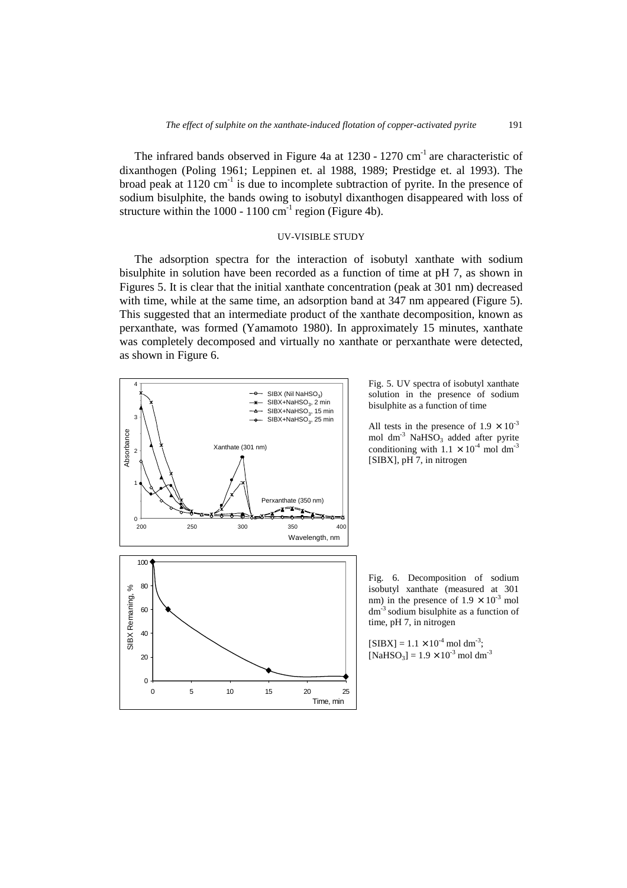The infrared bands observed in Figure 4a at 1230 - 1270 $cm^{-1}$ are characteristic of dixanthogen (Poling 1961; Leppinen et. al 1988, 1989; Prestidge et. al 1993). The broad peak at 1120 $cm^{-1}$ is due to incomplete subtraction of pyrite. In the presence of sodium bisulphite, the bands owing to isobutyl dixanthogen disappeared with loss of structure within the 1000 - 1100 $cm^{-1}$ region (Figure 4b).

## UV-VISIBLE STUDY

The adsorption spectra for the interaction of isobutyl xanthate with sodium bisulphite in solution have been recorded as a function of time at pH 7, as shown in Figures 5. It is clear that the initial xanthate concentration (peak at 301 nm) decreased with time, while at the same time, an adsorption band at 347 nm appeared (Figure 5). This suggested that an intermediate product of the xanthate decomposition, known as perxanthate, was formed (Yamamoto 1980). In approximately 15 minutes, xanthate was completely decomposed and virtually no xanthate or perxanthate were detected, as shown in Figure 6.

Fig. 5. UV spectra of isobutyl xanthate solution in the presence of sodium bisulphite as a function of time

All tests in the presence of $1.9 \times 10^{-3}$ mol $dm^{-3}$ $NaHSO_3$ added after pyrite conditioning with $1.1 \times 10^{-4}$ mol $dm^{-3}$ [SIBX], pH 7, in nitrogen

Fig. 6. Decomposition of sodium isobutyl xanthate (measured at 301 nm) in the presence of $1.9 \times 10^{-3}$ mol $dm^{-3}$ sodium bisulphite as a function of time, pH 7, in nitrogen

[SIBX] = $1.1 \times 10^{-4}$ mol $dm^{-3}$;
[$NaHSO_3$] = $1.9 \times 10^{-3}$ mol $dm^{-3}$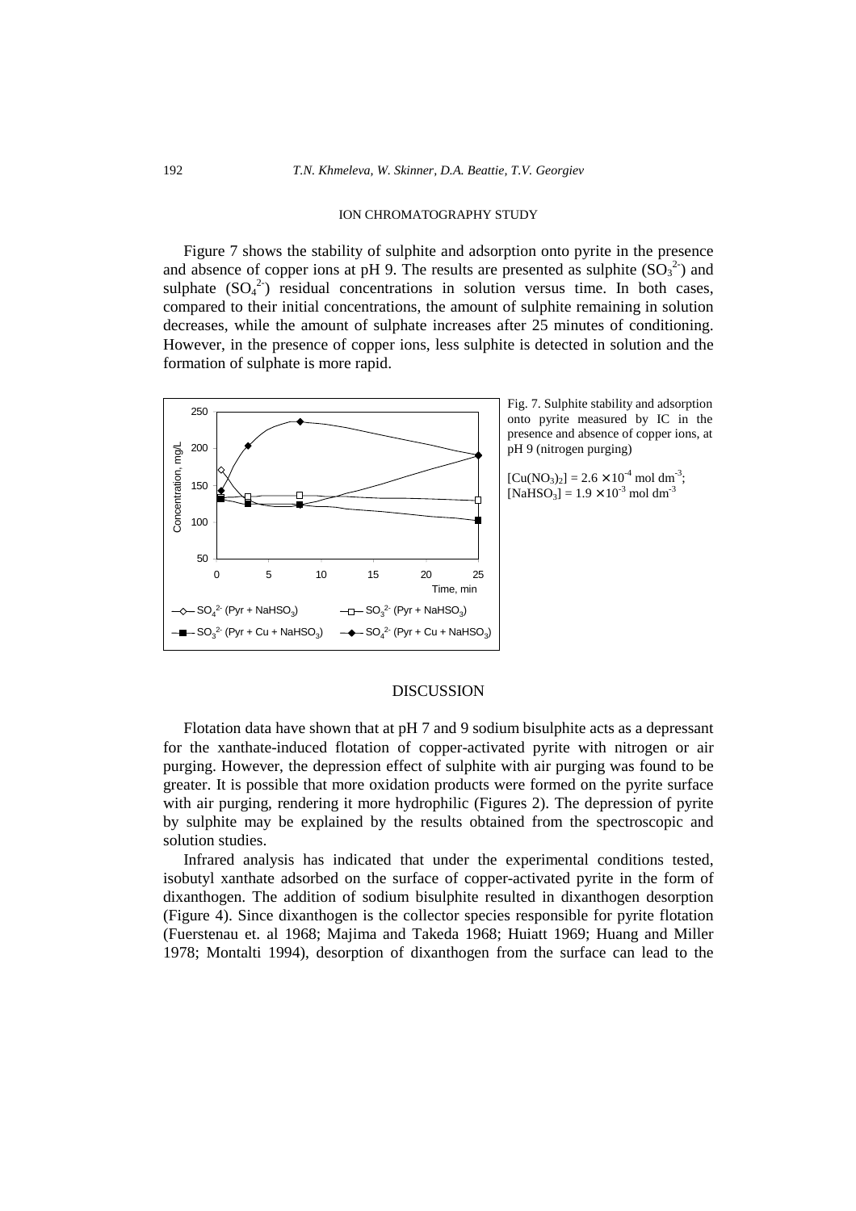## ION CHROMATOGRAPHY STUDY

Figure 7 shows the stability of sulphite and adsorption onto pyrite in the presence and absence of copper ions at pH 9. The results are presented as sulphite ($SO_3^{2-}$) and sulphate ($SO_4^{2-}$) residual concentrations in solution versus time. In both cases, compared to their initial concentrations, the amount of sulphite remaining in solution decreases, while the amount of sulphate increases after 25 minutes of conditioning. However, in the presence of copper ions, less sulphite is detected in solution and the formation of sulphate is more rapid.

Fig. 7. Sulphite stability and adsorption onto pyrite measured by IC in the presence and absence of copper ions, at pH 9 (nitrogen purging)

$[Cu(NO_3)_2] = 2.6 \times 10^{-4}$ mol dm$^{-3}$; $[NaHSO_3] = 1.9 \times 10^{-3}$ mol dm$^{-3}$

## DISCUSSION

Flotation data have shown that at pH 7 and 9 sodium bisulphite acts as a depressant for the xanthate-induced flotation of copper-activated pyrite with nitrogen or air purging. However, the depression effect of sulphite with air purging was found to be greater. It is possible that more oxidation products were formed on the pyrite surface with air purging, rendering it more hydrophilic (Figures 2). The depression of pyrite by sulphite may be explained by the results obtained from the spectroscopic and solution studies.

Infrared analysis has indicated that under the experimental conditions tested, isobutyl xanthate adsorbed on the surface of copper-activated pyrite in the form of dixanthogen. The addition of sodium bisulphite resulted in dixanthogen desorption (Figure 4). Since dixanthogen is the collector species responsible for pyrite flotation (Fuerstenau et. al 1968; Majima and Takeda 1968; Huiatt 1969; Huang and Miller 1978; Montalti 1994), desorption of dixanthogen from the surface can lead to the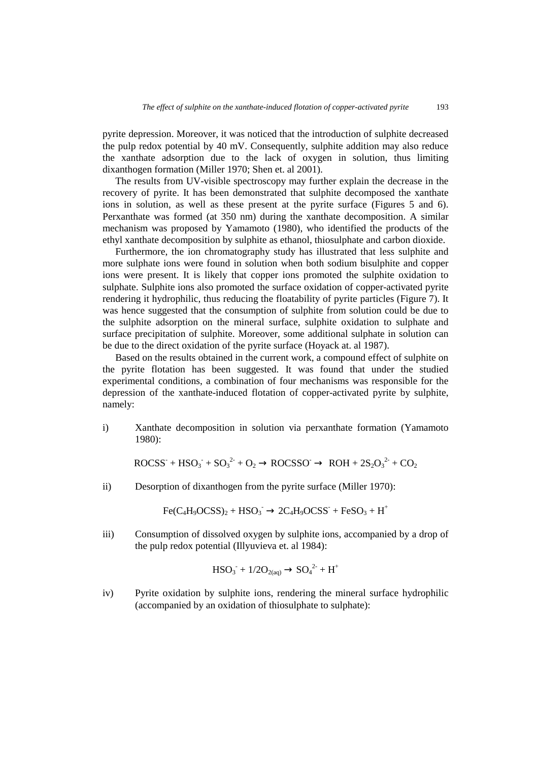pyrite depression. Moreover, it was noticed that the introduction of sulphite decreased the pulp redox potential by 40 mV. Consequently, sulphite addition may also reduce the xanthate adsorption due to the lack of oxygen in solution, thus limiting dixanthogen formation (Miller 1970; Shen et. al 2001).

The results from UV-visible spectroscopy may further explain the decrease in the recovery of pyrite. It has been demonstrated that sulphite decomposed the xanthate ions in solution, as well as these present at the pyrite surface (Figures 5 and 6). Perxanthate was formed (at 350 nm) during the xanthate decomposition. A similar mechanism was proposed by Yamamoto (1980), who identified the products of the ethyl xanthate decomposition by sulphite as ethanol, thiosulphate and carbon dioxide.

Furthermore, the ion chromatography study has illustrated that less sulphite and more sulphate ions were found in solution when both sodium bisulphite and copper ions were present. It is likely that copper ions promoted the sulphite oxidation to sulphate. Sulphite ions also promoted the surface oxidation of copper-activated pyrite rendering it hydrophilic, thus reducing the floatability of pyrite particles (Figure 7). It was hence suggested that the consumption of sulphite from solution could be due to the sulphite adsorption on the mineral surface, sulphite oxidation to sulphate and surface precipitation of sulphite. Moreover, some additional sulphate in solution can be due to the direct oxidation of the pyrite surface (Hoyack at. al 1987).

Based on the results obtained in the current work, a compound effect of sulphite on the pyrite flotation has been suggested. It was found that under the studied experimental conditions, a combination of four mechanisms was responsible for the depression of the xanthate-induced flotation of copper-activated pyrite by sulphite, namely:

i) Xanthate decomposition in solution via perxanthate formation (Yamamoto 1980):

$$ROCSS^{-} + HSO_3^{-} + SO_3^{2-} + O_2 \rightarrow ROCSSO^{-} \rightarrow ROH + 2S_2O_3^{2-} + CO_2$$

ii) Desorption of dixanthogen from the pyrite surface (Miller 1970):

$$Fe(C_4H_9OCSS)_2 + HSO_3^{-} \rightarrow 2C_4H_9OCSS^{-} + FeSO_3 + H^{+}$$

iii) Consumption of dissolved oxygen by sulphite ions, accompanied by a drop of the pulp redox potential (Illyuvieva et. al 1984):

$$HSO_3^{-} + 1/2O_{2(aq)} \rightarrow SO_4^{2-} + H^{+}$$

iv) Pyrite oxidation by sulphite ions, rendering the mineral surface hydrophilic (accompanied by an oxidation of thiosulphate to sulphate):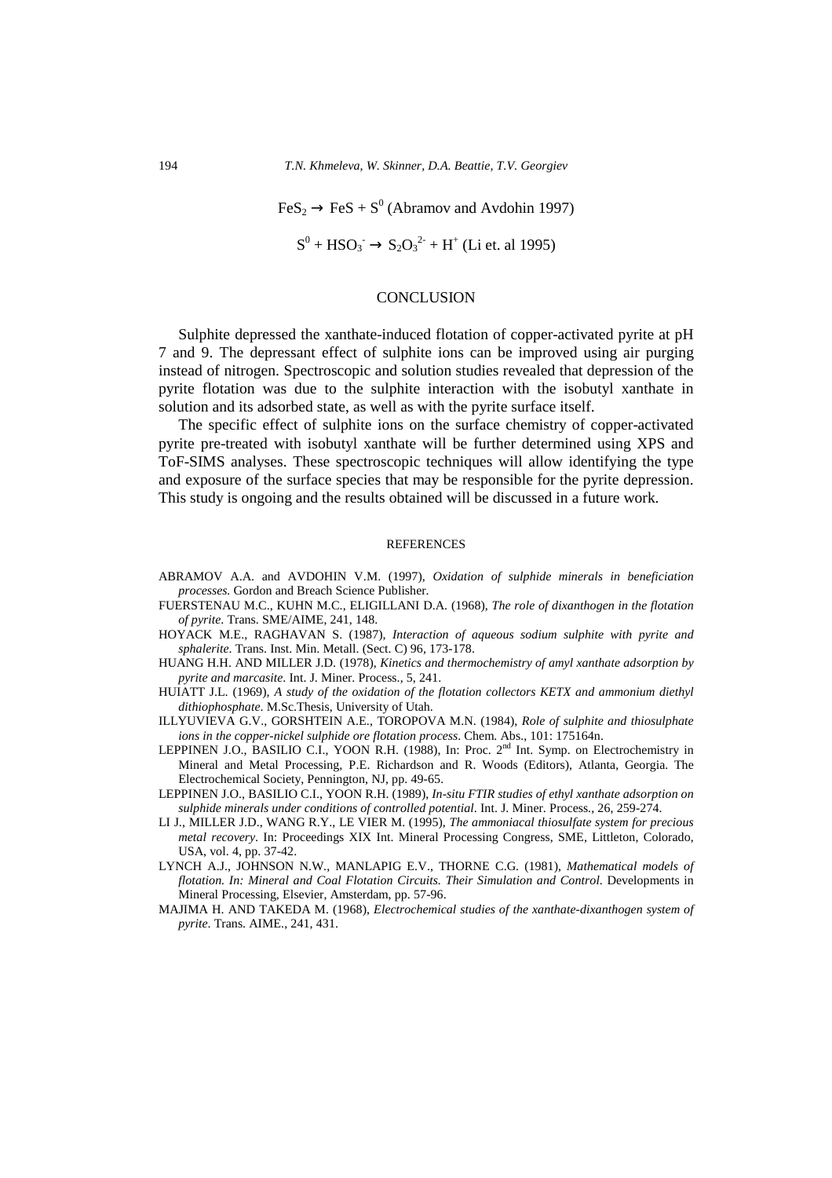$$FeS_2 \rightarrow FeS + S^0 \text{ (Abramov and Avdohin 1997)}$$

$$S^0 + HSO_3^- \rightarrow S_2O_3^{2-} + H^+ \text{ (Li et. al 1995)}$$

## CONCLUSION

Sulphite depressed the xanthate-induced flotation of copper-activated pyrite at pH 7 and 9. The depressant effect of sulphite ions can be improved using air purging instead of nitrogen. Spectroscopic and solution studies revealed that depression of the pyrite flotation was due to the sulphite interaction with the isobutyl xanthate in solution and its adsorbed state, as well as with the pyrite surface itself.

The specific effect of sulphite ions on the surface chemistry of copper-activated pyrite pre-treated with isobutyl xanthate will be further determined using XPS and ToF-SIMS analyses. These spectroscopic techniques will allow identifying the type and exposure of the surface species that may be responsible for the pyrite depression. This study is ongoing and the results obtained will be discussed in a future work.

## REFERENCES

ABRAMOV A.A. and AVDOHIN V.M. (1997), *Oxidation of sulphide minerals in beneficiation processes*. Gordon and Breach Science Publisher.

FUERSTENAU M.C., KUHN M.C., ELIGILLANI D.A. (1968), *The role of dixanthogen in the flotation of pyrite*. Trans. SME/AIME, 241, 148.

HOYACK M.E., RAGHAVAN S. (1987), *Interaction of aqueous sodium sulphite with pyrite and sphalerite*. Trans. Inst. Min. Metall. (Sect. C) 96, 173-178.

HUANG H.H. AND MILLER J.D. (1978), *Kinetics and thermochemistry of amyl xanthate adsorption by pyrite and marcasite*. Int. J. Miner. Process., 5, 241.

HUIATT J.L. (1969), *A study of the oxidation of the flotation collectors KETX and ammonium diethyl dithiophosphate*. M.Sc.Thesis, University of Utah.

ILLYUVIEVA G.V., GORSHTEIN A.E., TOROPOVA M.N. (1984), *Role of sulphite and thiosulphate ions in the copper-nickel sulphide ore flotation process*. Chem. Abs., 101: 175164n.

LEPPINEN J.O., BASILIO C.I., YOON R.H. (1988), In: Proc. 2nd Int. Symp. on Electrochemistry in Mineral and Metal Processing, P.E. Richardson and R. Woods (Editors), Atlanta, Georgia. The Electrochemical Society, Pennington, NJ, pp. 49-65.

LEPPINEN J.O., BASILIO C.I., YOON R.H. (1989), *In-situ FTIR studies of ethyl xanthate adsorption on sulphide minerals under conditions of controlled potential*. Int. J. Miner. Process., 26, 259-274.

LI J., MILLER J.D., WANG R.Y., LE VIER M. (1995), *The ammoniacal thiosulfate system for precious metal recovery*. In: Proceedings XIX Int. Mineral Processing Congress, SME, Littleton, Colorado, USA, vol. 4, pp. 37-42.

LYNCH A.J., JOHNSON N.W., MANLAPIG E.V., THORNE C.G. (1981), *Mathematical models of flotation. In: Mineral and Coal Flotation Circuits. Their Simulation and Control*. Developments in Mineral Processing, Elsevier, Amsterdam, pp. 57-96.

MAJIMA H. AND TAKEDA M. (1968), *Electrochemical studies of the xanthate-dixanthogen system of pyrite*. Trans. AIME., 241, 431.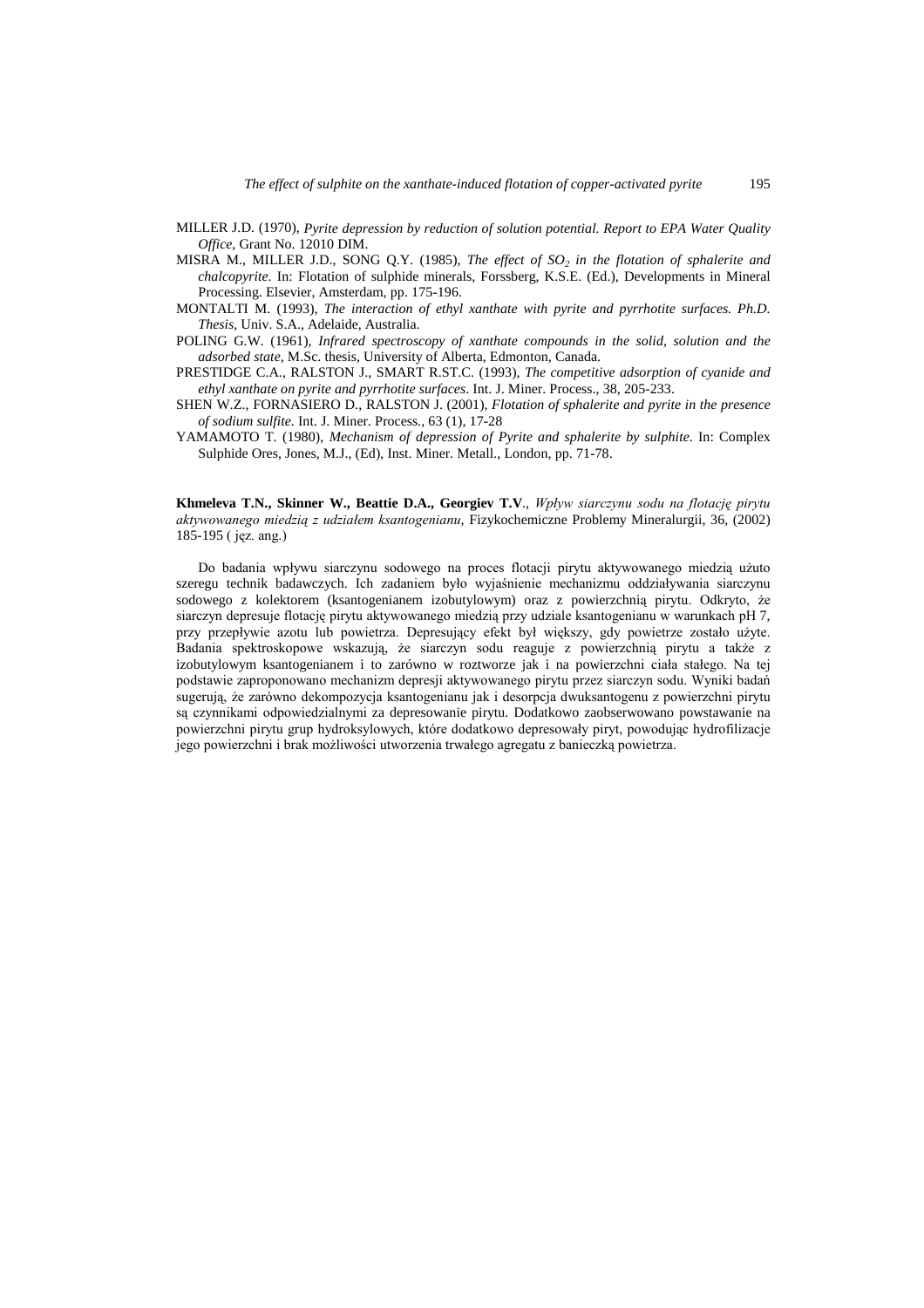MILLER J.D. (1970), *Pyrite depression by reduction of solution potential. Report to EPA Water Quality Office*, Grant No. 12010 DIM.

MISRA M., MILLER J.D., SONG Q.Y. (1985), *The effect of $SO_2$ in the flotation of sphalerite and chalcopyrite*. In: Flotation of sulphide minerals, Forssberg, K.S.E. (Ed.), Developments in Mineral Processing. Elsevier, Amsterdam, pp. 175-196.

MONTALTI M. (1993), *The interaction of ethyl xanthate with pyrite and pyrrhotite surfaces. Ph.D. Thesis*, Univ. S.A., Adelaide, Australia.

POLING G.W. (1961), *Infrared spectroscopy of xanthate compounds in the solid, solution and the adsorbed state*, M.Sc. thesis, University of Alberta, Edmonton, Canada.

PRESTIDGE C.A., RALSTON J., SMART R.ST.C. (1993), *The competitive adsorption of cyanide and ethyl xanthate on pyrite and pyrrhotite surfaces*. Int. J. Miner. Process., 38, 205-233.

SHEN W.Z., FORNASIERO D., RALSTON J. (2001), *Flotation of sphalerite and pyrite in the presence of sodium sulfite*. Int. J. Miner. Process., 63 (1), 17-28

YAMAMOTO T. (1980), *Mechanism of depression of Pyrite and sphalerite by sulphite*. In: Complex Sulphide Ores, Jones, M.J., (Ed), Inst. Miner. Metall., London, pp. 71-78.

**Khmeleva T.N., Skinner W., Beattie D.A., Georgiev T.V**., *Wpływ siarczynu sodu na flotację pirytu aktywowanego miedzią z udziałem ksantogenianu*, Fizykochemiczne Problemy Mineralurgii, 36, (2002) 185-195 ( jęz. ang.)

Do badania wpływu siarczynu sodowego na proces flotacji pirytu aktywowanego miedzią użuto szeregu technik badawczych. Ich zadaniem było wyjaśnienie mechanizmu oddziaływania siarczynu sodowego z kolektorem (ksantogenianem izobutylowym) oraz z powierzchnią pirytu. Odkryto, że siarczyn depresuje flotację pirytu aktywowanego miedzią przy udziale ksantogenianu w warunkach pH 7, przy przepływie azotu lub powietrza. Depresujący efekt był większy, gdy powietrze zostało użyte. Badania spektroskopowe wskazują, że siarczyn sodu reaguje z powierzchnią pirytu a także z izobutylowym ksantogenianem i to zarówno w roztworze jak i na powierzchni ciała stałego. Na tej podstawie zaproponowano mechanizm depresji aktywowanego pirytu przez siarczyn sodu. Wyniki badań sugerują, że zarówno dekompozycja ksantogenianu jak i desorpcja dwuksantogenu z powierzchni pirytu są czynnikami odpowiedzialnymi za depresowanie pirytu. Dodatkowo zaobserwowano powstawanie na powierzchni pirytu grup hydroksylowych, które dodatkowo depresowały piryt, powodując hydrofilizacje jego powierzchni i brak możliwości utworzenia trwałego agregatu z banieczką powietrza.